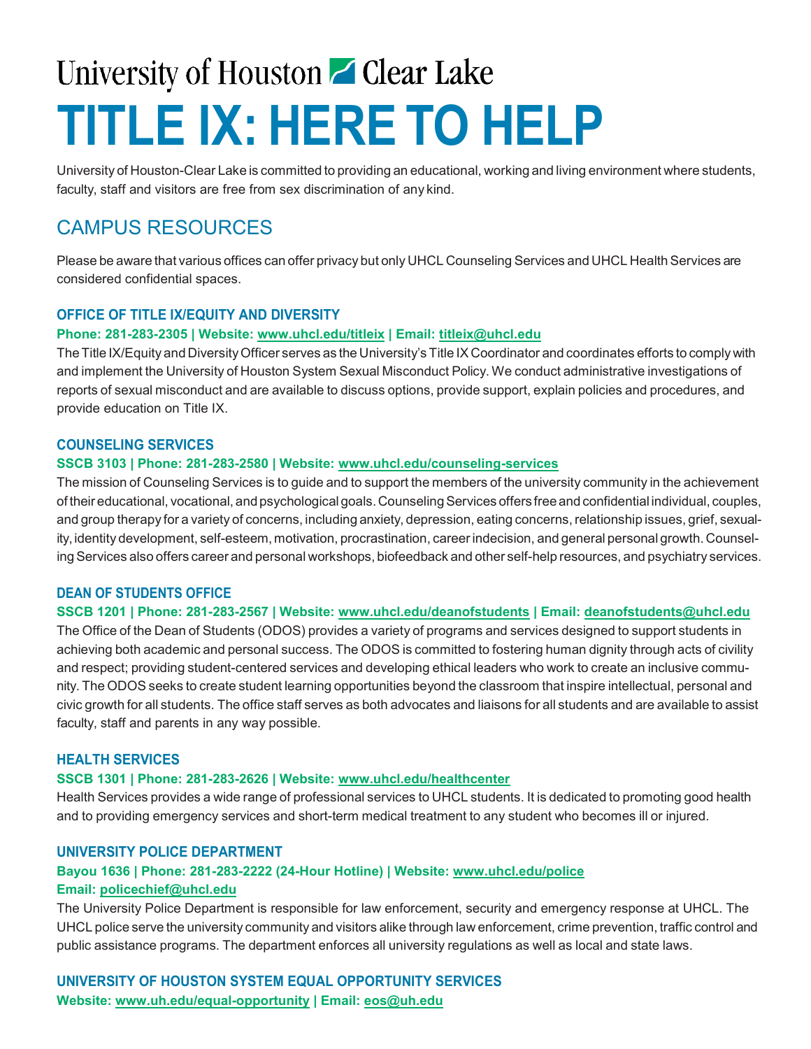University of Houston Clear Lake

# TITLE IX: HERE TO HELP

University of Houston-Clear Lake is committed to providing an educational, working and living environment where students, faculty, staff and visitors are free from sex discrimination of any kind.

## CAMPUS RESOURCES

Please be aware that various offices can offer privacy but only UHCL Counseling Services and UHCL Health Services are considered confidential spaces.

### OFFICE OF TITLE IX/EQUITY AND DIVERSITY

**Phone: 281-283-2305 | Website: www.uhcl.edu/titleix | Email: titleix@uhcl.edu**

The Title IX/Equity and Diversity Officer serves as the University's Title IX Coordinator and coordinates efforts to comply with and implement the University of Houston System Sexual Misconduct Policy. We conduct administrative investigations of reports of sexual misconduct and are available to discuss options, provide support, explain policies and procedures, and provide education on Title IX.

### COUNSELING SERVICES

**SSCB 3103 | Phone: 281-283-2580 | Website: www.uhcl.edu/counseling-services**

The mission of Counseling Services is to guide and to support the members of the university community in the achievement of their educational, vocational, and psychological goals. Counseling Services offers free and confidential individual, couples, and group therapy for a variety of concerns, including anxiety, depression, eating concerns, relationship issues, grief, sexuality, identity development, self-esteem, motivation, procrastination, career indecision, and general personal growth. Counseling Services also offers career and personal workshops, biofeedback and other self-help resources, and psychiatry services.

### DEAN OF STUDENTS OFFICE

**SSCB 1201 | Phone: 281-283-2567 | Website: www.uhcl.edu/deanofstudents | Email: deanofstudents@uhcl.edu**

The Office of the Dean of Students (ODOS) provides a variety of programs and services designed to support students in achieving both academic and personal success. The ODOS is committed to fostering human dignity through acts of civility and respect; providing student-centered services and developing ethical leaders who work to create an inclusive community. The ODOS seeks to create student learning opportunities beyond the classroom that inspire intellectual, personal and civic growth for all students. The office staff serves as both advocates and liaisons for all students and are available to assist faculty, staff and parents in any way possible.

### HEALTH SERVICES

**SSCB 1301 | Phone: 281-283-2626 | Website: www.uhcl.edu/healthcenter**

Health Services provides a wide range of professional services to UHCL students. It is dedicated to promoting good health and to providing emergency services and short-term medical treatment to any student who becomes ill or injured.

### UNIVERSITY POLICE DEPARTMENT

**Bayou 1636 | Phone: 281-283-2222 (24-Hour Hotline) | Website: www.uhcl.edu/police**
**Email: policechief@uhcl.edu**

The University Police Department is responsible for law enforcement, security and emergency response at UHCL. The UHCL police serve the university community and visitors alike through law enforcement, crime prevention, traffic control and public assistance programs. The department enforces all university regulations as well as local and state laws.

### UNIVERSITY OF HOUSTON SYSTEM EQUAL OPPORTUNITY SERVICES

**Website: www.uh.edu/equal-opportunity | Email: eos@uh.edu**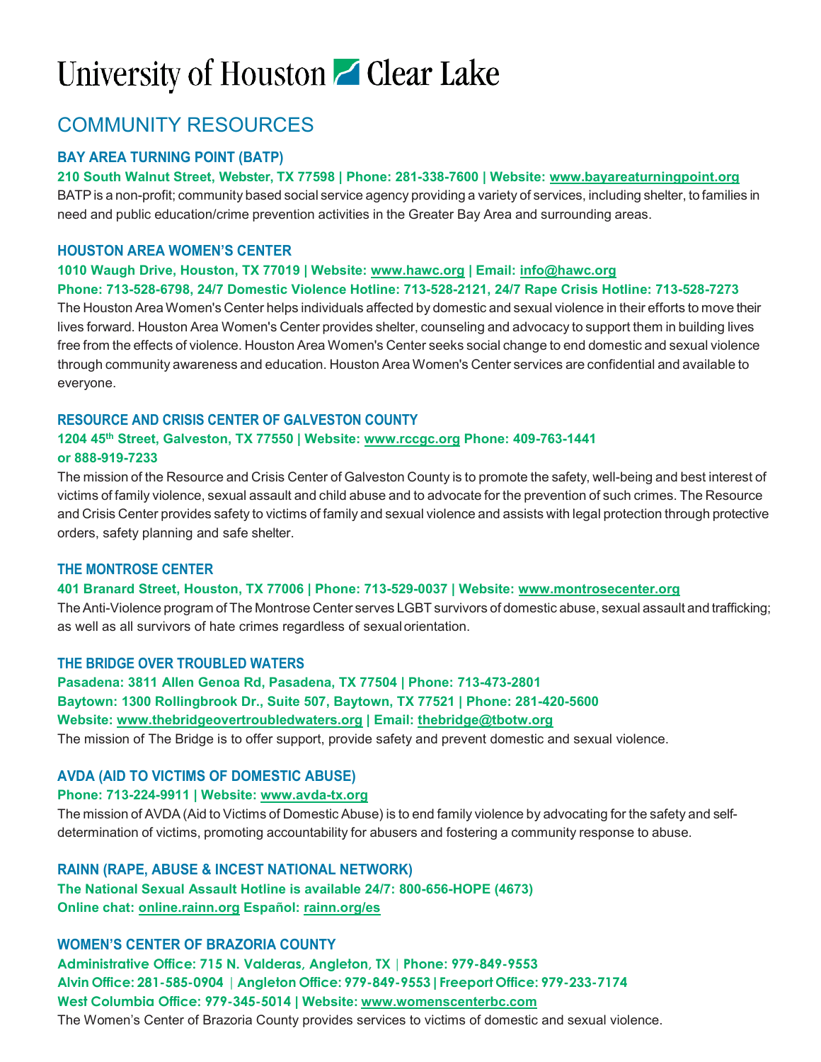# University of Houston Clear Lake

## COMMUNITY RESOURCES

### BAY AREA TURNING POINT (BATP)

**210 South Walnut Street, Webster, TX 77598 | Phone: 281-338-7600 | Website: www.bayareaturningpoint.org**

BATP is a non-profit; community based social service agency providing a variety of services, including shelter, to families in need and public education/crime prevention activities in the Greater Bay Area and surrounding areas.

### HOUSTON AREA WOMEN'S CENTER

**1010 Waugh Drive, Houston, TX 77019 | Website: www.hawc.org | Email: info@hawc.org**
**Phone: 713-528-6798, 24/7 Domestic Violence Hotline: 713-528-2121, 24/7 Rape Crisis Hotline: 713-528-7273**

The Houston Area Women's Center helps individuals affected by domestic and sexual violence in their efforts to move their lives forward. Houston Area Women's Center provides shelter, counseling and advocacy to support them in building lives free from the effects of violence. Houston Area Women's Center seeks social change to end domestic and sexual violence through community awareness and education. Houston Area Women's Center services are confidential and available to everyone.

### RESOURCE AND CRISIS CENTER OF GALVESTON COUNTY

**1204 45th Street, Galveston, TX 77550 | Website: www.rccgc.org Phone: 409-763-1441 or 888-919-7233**

The mission of the Resource and Crisis Center of Galveston County is to promote the safety, well-being and best interest of victims of family violence, sexual assault and child abuse and to advocate for the prevention of such crimes. The Resource and Crisis Center provides safety to victims of family and sexual violence and assists with legal protection through protective orders, safety planning and safe shelter.

### THE MONTROSE CENTER

**401 Branard Street, Houston, TX 77006 | Phone: 713-529-0037 | Website: www.montrosecenter.org**

The Anti-Violence program of The Montrose Center serves LGBT survivors of domestic abuse, sexual assault and trafficking; as well as all survivors of hate crimes regardless of sexual orientation.

### THE BRIDGE OVER TROUBLED WATERS

**Pasadena: 3811 Allen Genoa Rd, Pasadena, TX 77504 | Phone: 713-473-2801**
**Baytown: 1300 Rollingbrook Dr., Suite 507, Baytown, TX 77521 | Phone: 281-420-5600**
**Website: www.thebridgeovertroubledwaters.org | Email: thebridge@tbotw.org**

The mission of The Bridge is to offer support, provide safety and prevent domestic and sexual violence.

### AVDA (AID TO VICTIMS OF DOMESTIC ABUSE)

**Phone: 713-224-9911 | Website: www.avda-tx.org**

The mission of AVDA (Aid to Victims of Domestic Abuse) is to end family violence by advocating for the safety and self-determination of victims, promoting accountability for abusers and fostering a community response to abuse.

### RAINN (RAPE, ABUSE & INCEST NATIONAL NETWORK)

**The National Sexual Assault Hotline is available 24/7: 800-656-HOPE (4673)**
**Online chat: online.rainn.org Español: rainn.org/es**

### WOMEN'S CENTER OF BRAZORIA COUNTY

**Administrative Office: 715 N. Valderas, Angleton, TX | Phone: 979-849-9553**
**Alvin Office: 281-585-0904 | Angleton Office: 979-849-9553 | Freeport Office: 979-233-7174**
**West Columbia Office: 979-345-5014 | Website: www.womenscenterbc.com**

The Women's Center of Brazoria County provides services to victims of domestic and sexual violence.